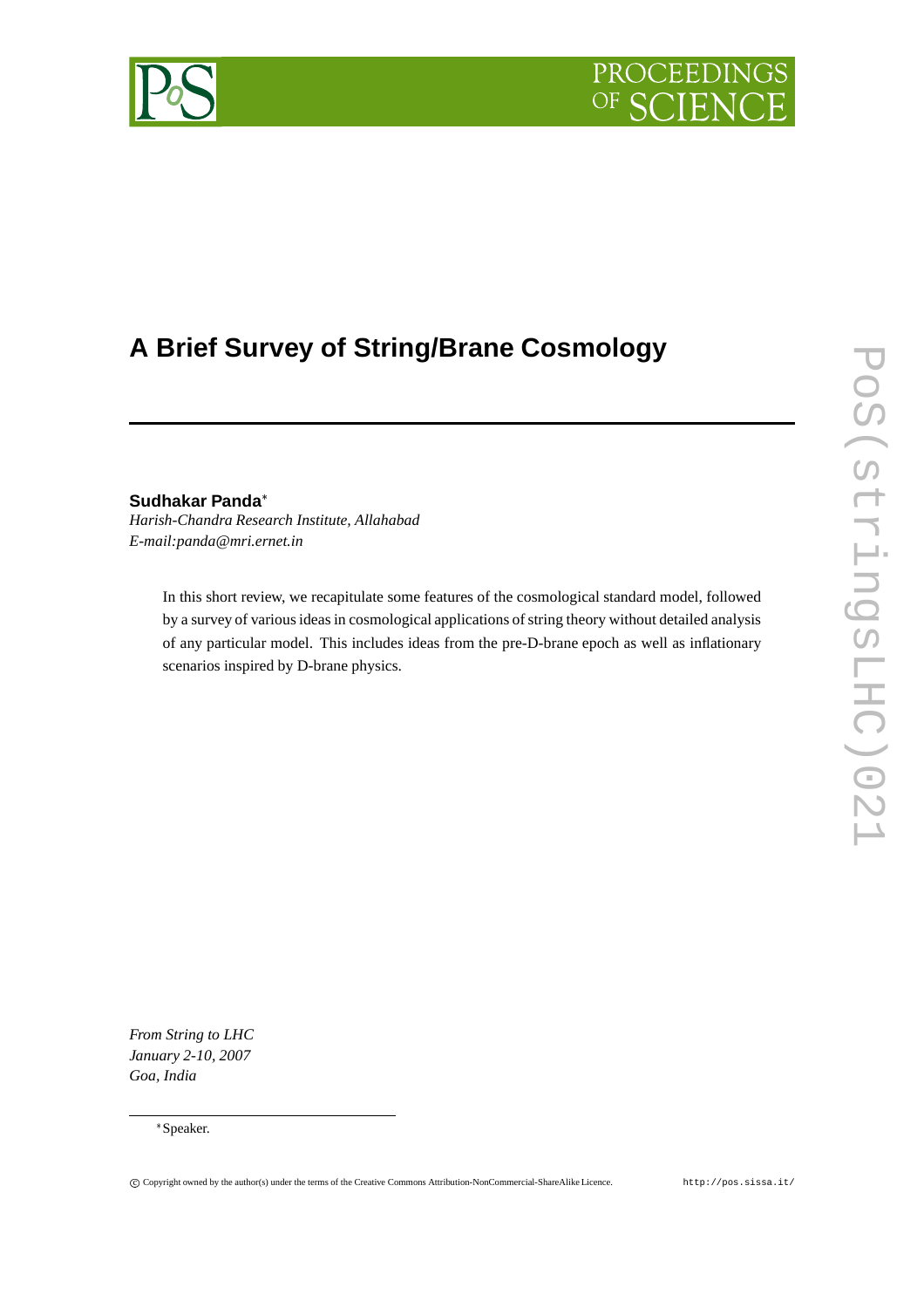# A Brief Survey of String/Brane Cosmology

**Sudhakar Panda***

*Harish-Chandra Research Institute, Allahabad*
*E-mail:panda@mri.ernet.in*

In this short review, we recapitulate some features of the cosmological standard model, followed by a survey of various ideas in cosmological applications of string theory without detailed analysis of any particular model. This includes ideas from the pre-D-brane epoch as well as inflationary scenarios inspired by D-brane physics.

*From String to LHC*
*January 2-10, 2007*
*Goa, India*

*Speaker.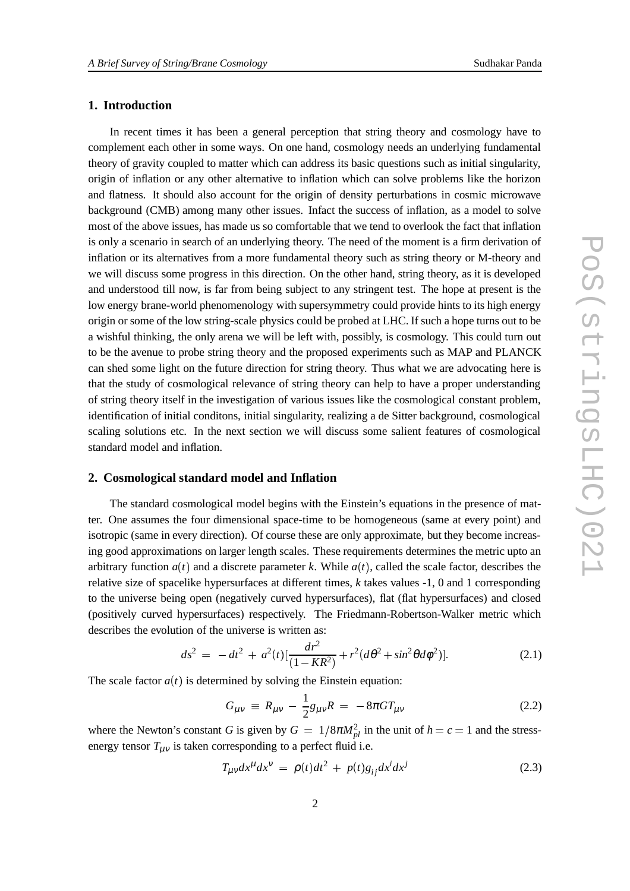## 1. Introduction

In recent times it has been a general perception that string theory and cosmology have to complement each other in some ways. On one hand, cosmology needs an underlying fundamental theory of gravity coupled to matter which can address its basic questions such as initial singularity, origin of inflation or any other alternative to inflation which can solve problems like the horizon and flatness. It should also account for the origin of density perturbations in cosmic microwave background (CMB) among many other issues. Infact the success of inflation, as a model to solve most of the above issues, has made us so comfortable that we tend to overlook the fact that inflation is only a scenario in search of an underlying theory. The need of the moment is a firm derivation of inflation or its alternatives from a more fundamental theory such as string theory or M-theory and we will discuss some progress in this direction. On the other hand, string theory, as it is developed and understood till now, is far from being subject to any stringent test. The hope at present is the low energy brane-world phenomenology with supersymmetry could provide hints to its high energy origin or some of the low string-scale physics could be probed at LHC. If such a hope turns out to be a wishful thinking, the only arena we will be left with, possibly, is cosmology. This could turn out to be the avenue to probe string theory and the proposed experiments such as MAP and PLANCK can shed some light on the future direction for string theory. Thus what we are advocating here is that the study of cosmological relevance of string theory can help to have a proper understanding of string theory itself in the investigation of various issues like the cosmological constant problem, identification of initial conditons, initial singularity, realizing a de Sitter background, cosmological scaling solutions etc. In the next section we will discuss some salient features of cosmological standard model and inflation.

## 2. Cosmological standard model and Inflation

The standard cosmological model begins with the Einstein's equations in the presence of matter. One assumes the four dimensional space-time to be homogeneous (same at every point) and isotropic (same in every direction). Of course these are only approximate, but they become increasing good approximations on larger length scales. These requirements determines the metric upto an arbitrary function $a(t)$ and a discrete parameter $k$. While $a(t)$, called the scale factor, describes the relative size of spacelike hypersurfaces at different times, $k$ takes values -1, 0 and 1 corresponding to the universe being open (negatively curved hypersurfaces), flat (flat hypersurfaces) and closed (positively curved hypersurfaces) respectively. The Friedmann-Robertson-Walker metric which describes the evolution of the universe is written as:

$$ds^2 = -dt^2 + a^2(t)[\frac{dr^2}{(1-KR^2)} + r^2(d\theta^2 + sin^2\theta d\phi^2)]. \tag{2.1}$$

The scale factor $a(t)$ is determined by solving the Einstein equation:

$$G_{\mu\nu} \equiv R_{\mu\nu} - \frac{1}{2}g_{\mu\nu}R = -8\pi G T_{\mu\nu} \tag{2.2}$$

where the Newton's constant $G$ is given by $G = 1/8\pi M_{pl}^2$ in the unit of $h = c = 1$ and the stress-energy tensor $T_{\mu\nu}$ is taken corresponding to a perfect fluid i.e.

$$T_{\mu\nu}dx^\mu dx^\nu = \rho(t)dt^2 + p(t)g_{ij}dx^i dx^j \tag{2.3}$$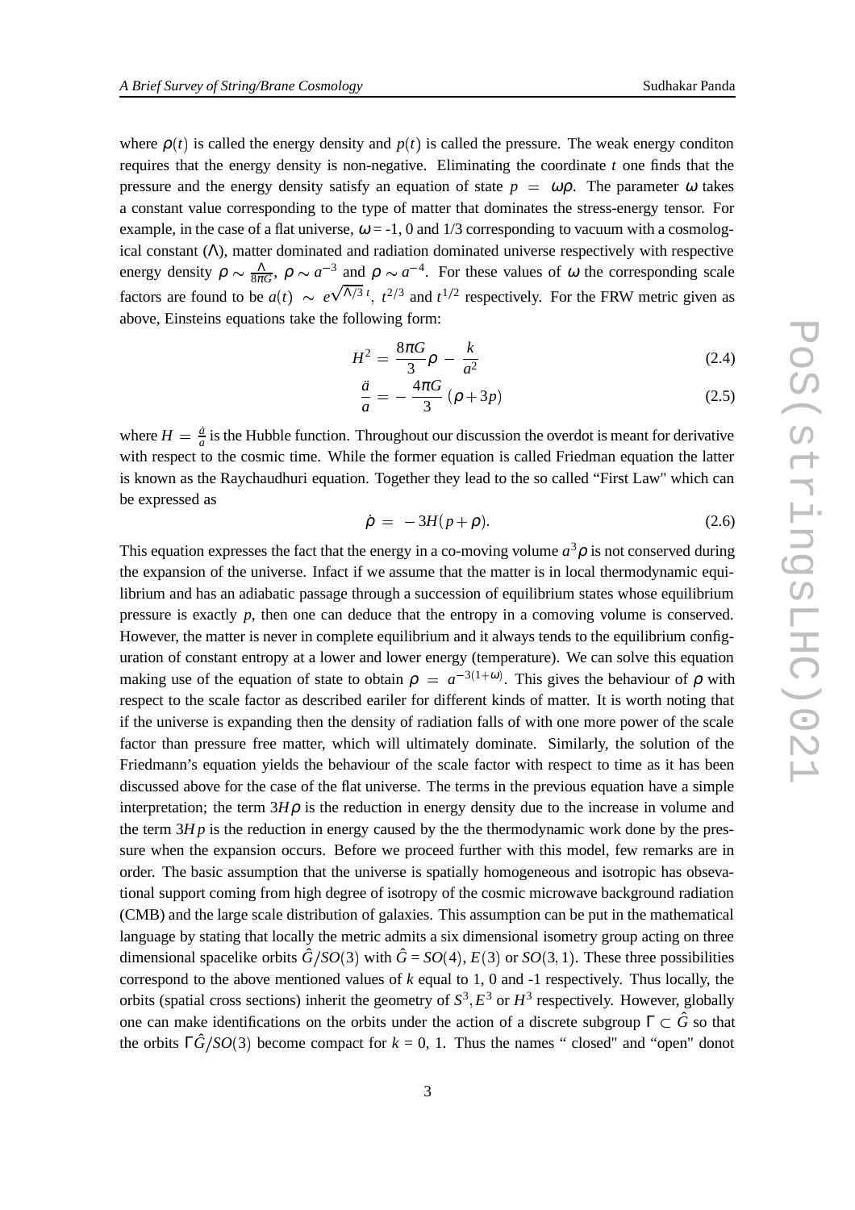where $\rho(t)$ is called the energy density and $p(t)$ is called the pressure. The weak energy conditon requires that the energy density is non-negative. Eliminating the coordinate $t$ one finds that the pressure and the energy density satisfy an equation of state $p = \omega\rho$. The parameter $\omega$ takes a constant value corresponding to the type of matter that dominates the stress-energy tensor. For example, in the case of a flat universe, $\omega$ = -1, 0 and 1/3 corresponding to vacuum with a cosmological constant ($\Lambda$), matter dominated and radiation dominated universe respectively with respective energy density $\rho \sim \frac{\Lambda}{8\pi G}$, $\rho \sim a^{-3}$ and $\rho \sim a^{-4}$. For these values of $\omega$ the corresponding scale factors are found to be $a(t) \sim e^{\sqrt{\Lambda/3}\,t}$, $t^{2/3}$ and $t^{1/2}$ respectively. For the FRW metric given as above, Einsteins equations take the following form:

$$H^2 = \frac{8\pi G}{3}\rho - \frac{k}{a^2} \tag{2.4}$$

$$\frac{\ddot{a}}{a} = -\frac{4\pi G}{3}(\rho + 3p) \tag{2.5}$$

where $H = \frac{\dot{a}}{a}$ is the Hubble function. Throughout our discussion the overdot is meant for derivative with respect to the cosmic time. While the former equation is called Friedman equation the latter is known as the Raychaudhuri equation. Together they lead to the so called "First Law" which can be expressed as

$$\dot{\rho} = -3H(p + \rho). \tag{2.6}$$

This equation expresses the fact that the energy in a co-moving volume $a^3\rho$ is not conserved during the expansion of the universe. Infact if we assume that the matter is in local thermodynamic equilibrium and has an adiabatic passage through a succession of equilibrium states whose equilibrium pressure is exactly $p$, then one can deduce that the entropy in a comoving volume is conserved. However, the matter is never in complete equilibrium and it always tends to the equilibrium configuration of constant entropy at a lower and lower energy (temperature). We can solve this equation making use of the equation of state to obtain $\rho = a^{-3(1+\omega)}$. This gives the behaviour of $\rho$ with respect to the scale factor as described eariler for different kinds of matter. It is worth noting that if the universe is expanding then the density of radiation falls of with one more power of the scale factor than pressure free matter, which will ultimately dominate. Similarly, the solution of the Friedmann's equation yields the behaviour of the scale factor with respect to time as it has been discussed above for the case of the flat universe. The terms in the previous equation have a simple interpretation; the term $3H\rho$ is the reduction in energy density due to the increase in volume and the term $3Hp$ is the reduction in energy caused by the the thermodynamic work done by the pressure when the expansion occurs. Before we proceed further with this model, few remarks are in order. The basic assumption that the universe is spatially homogeneous and isotropic has obsevational support coming from high degree of isotropy of the cosmic microwave background radiation (CMB) and the large scale distribution of galaxies. This assumption can be put in the mathematical language by stating that locally the metric admits a six dimensional isometry group acting on three dimensional spacelike orbits $\hat{G}/SO(3)$ with $\hat{G} = SO(4)$, $E(3)$ or $SO(3,1)$. These three possibilities correspond to the above mentioned values of $k$ equal to 1, 0 and -1 respectively. Thus locally, the orbits (spatial cross sections) inherit the geometry of $S^3, E^3$ or $H^3$ respectively. However, globally one can make identifications on the orbits under the action of a discrete subgroup $\Gamma \subset \hat{G}$ so that the orbits $\Gamma\hat{G}/SO(3)$ become compact for $k$ = 0, 1. Thus the names " closed" and "open" donot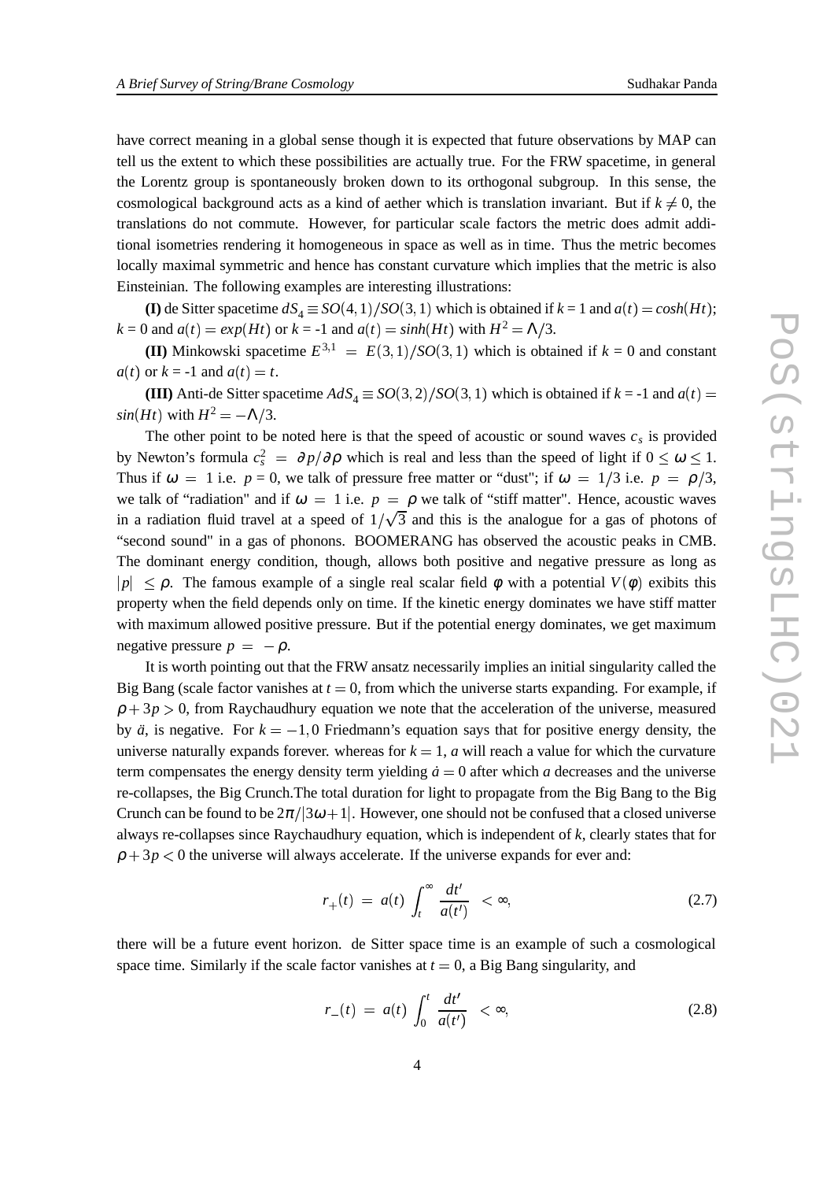have correct meaning in a global sense though it is expected that future observations by MAP can tell us the extent to which these possibilities are actually true. For the FRW spacetime, in general the Lorentz group is spontaneously broken down to its orthogonal subgroup. In this sense, the cosmological background acts as a kind of aether which is translation invariant. But if $k \neq 0$, the translations do not commute. However, for particular scale factors the metric does admit additional isometries rendering it homogeneous in space as well as in time. Thus the metric becomes locally maximal symmetric and hence has constant curvature which implies that the metric is also Einsteinian. The following examples are interesting illustrations:

**(I)** de Sitter spacetime $dS_4 \equiv SO(4,1)/SO(3,1)$ which is obtained if $k = 1$ and $a(t) = cosh(Ht)$; $k = 0$ and $a(t) = exp(Ht)$ or $k = -1$ and $a(t) = sinh(Ht)$ with $H^2 = \Lambda/3$.

**(II)** Minkowski spacetime $E^{3,1} = E(3,1)/SO(3,1)$ which is obtained if $k = 0$ and constant $a(t)$ or $k = -1$ and $a(t) = t$.

**(III)** Anti-de Sitter spacetime $AdS_4 \equiv SO(3,2)/SO(3,1)$ which is obtained if $k = -1$ and $a(t) = sin(Ht)$ with $H^2 = -\Lambda/3$.

The other point to be noted here is that the speed of acoustic or sound waves $c_s$ is provided by Newton's formula $c_s^2 = \partial p/\partial \rho$ which is real and less than the speed of light if $0 \leq \omega \leq 1$. Thus if $\omega = 1$ i.e. $p = 0$, we talk of pressure free matter or "dust"; if $\omega = 1/3$ i.e. $p = \rho/3$, we talk of "radiation" and if $\omega = 1$ i.e. $p = \rho$ we talk of "stiff matter". Hence, acoustic waves in a radiation fluid travel at a speed of $1/\sqrt{3}$ and this is the analogue for a gas of photons of "second sound" in a gas of phonons. BOOMERANG has observed the acoustic peaks in CMB. The dominant energy condition, though, allows both positive and negative pressure as long as $|p| \leq \rho$. The famous example of a single real scalar field $\phi$ with a potential $V(\phi)$ exibits this property when the field depends only on time. If the kinetic energy dominates we have stiff matter with maximum allowed positive pressure. But if the potential energy dominates, we get maximum negative pressure $p = -\rho$.

It is worth pointing out that the FRW ansatz necessarily implies an initial singularity called the Big Bang (scale factor vanishes at $t = 0$, from which the universe starts expanding. For example, if $\rho + 3p > 0$, from Raychaudhury equation we note that the acceleration of the universe, measured by $\ddot{a}$, is negative. For $k = -1, 0$ Friedmann's equation says that for positive energy density, the universe naturally expands forever. whereas for $k = 1$, $a$ will reach a value for which the curvature term compensates the energy density term yielding $\dot{a} = 0$ after which $a$ decreases and the universe re-collapses, the Big Crunch.The total duration for light to propagate from the Big Bang to the Big Crunch can be found to be $2\pi/|3\omega + 1|$. However, one should not be confused that a closed universe always re-collapses since Raychaudhury equation, which is independent of $k$, clearly states that for $\rho + 3p < 0$ the universe will always accelerate. If the universe expands for ever and:

$$r_+(t) = a(t) \int_t^\infty \frac{dt'}{a(t')} < \infty, \tag{2.7}$$

there will be a future event horizon. de Sitter space time is an example of such a cosmological space time. Similarly if the scale factor vanishes at $t = 0$, a Big Bang singularity, and

$$r_-(t) = a(t) \int_0^t \frac{dt'}{a(t')} < \infty, \tag{2.8}$$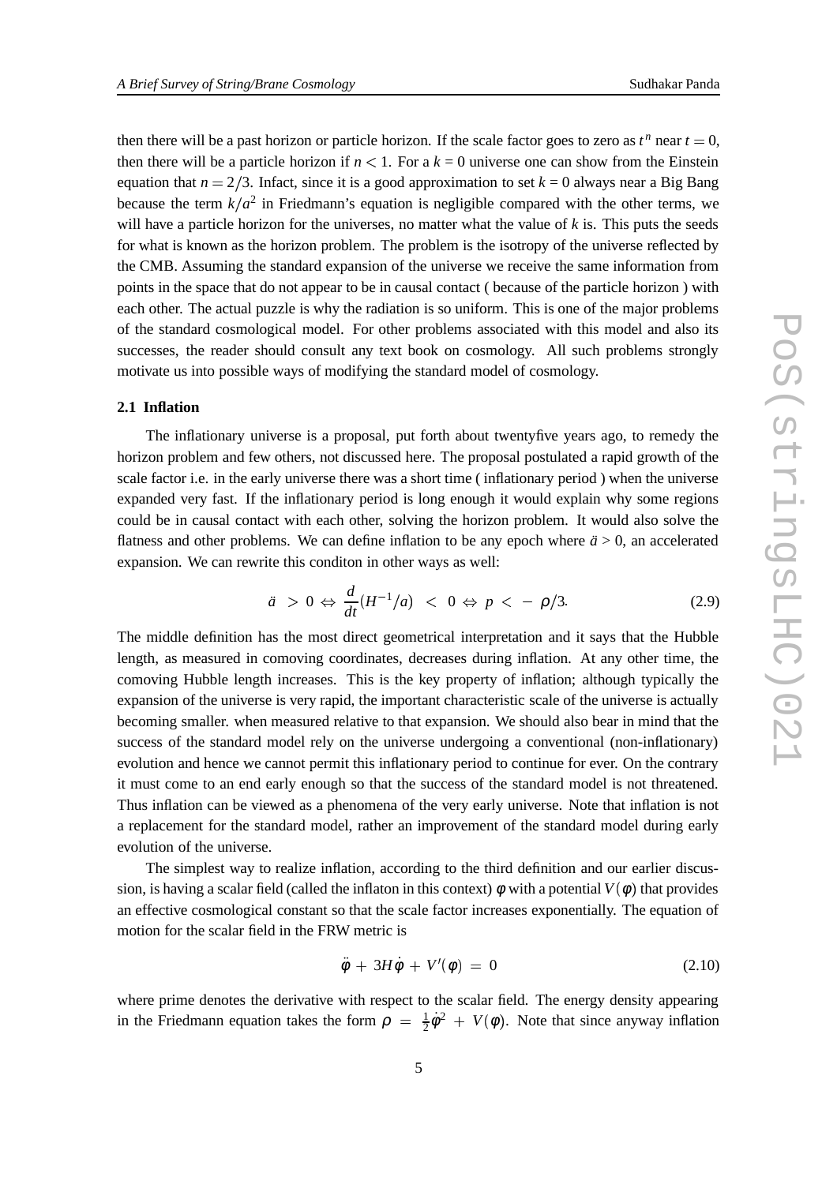then there will be a past horizon or particle horizon. If the scale factor goes to zero as $t^n$ near $t = 0$, then there will be a particle horizon if $n < 1$. For a $k = 0$ universe one can show from the Einstein equation that $n = 2/3$. Infact, since it is a good approximation to set $k = 0$ always near a Big Bang because the term $k/a^2$ in Friedmann's equation is negligible compared with the other terms, we will have a particle horizon for the universes, no matter what the value of $k$ is. This puts the seeds for what is known as the horizon problem. The problem is the isotropy of the universe reflected by the CMB. Assuming the standard expansion of the universe we receive the same information from points in the space that do not appear to be in causal contact ( because of the particle horizon ) with each other. The actual puzzle is why the radiation is so uniform. This is one of the major problems of the standard cosmological model. For other problems associated with this model and also its successes, the reader should consult any text book on cosmology. All such problems strongly motivate us into possible ways of modifying the standard model of cosmology.

### 2.1 Inflation

The inflationary universe is a proposal, put forth about twentyfive years ago, to remedy the horizon problem and few others, not discussed here. The proposal postulated a rapid growth of the scale factor i.e. in the early universe there was a short time ( inflationary period ) when the universe expanded very fast. If the inflationary period is long enough it would explain why some regions could be in causal contact with each other, solving the horizon problem. It would also solve the flatness and other problems. We can define inflation to be any epoch where $\ddot{a} > 0$, an accelerated expansion. We can rewrite this conditon in other ways as well:

$$\ddot{a} \ > 0 \Leftrightarrow \frac{d}{dt}(H^{-1}/a) \ < \ 0 \Leftrightarrow p \ < \ - \ \rho/3. \tag{2.9}$$

The middle definition has the most direct geometrical interpretation and it says that the Hubble length, as measured in comoving coordinates, decreases during inflation. At any other time, the comoving Hubble length increases. This is the key property of inflation; although typically the expansion of the universe is very rapid, the important characteristic scale of the universe is actually becoming smaller. when measured relative to that expansion. We should also bear in mind that the success of the standard model rely on the universe undergoing a conventional (non-inflationary) evolution and hence we cannot permit this inflationary period to continue for ever. On the contrary it must come to an end early enough so that the success of the standard model is not threatened. Thus inflation can be viewed as a phenomena of the very early universe. Note that inflation is not a replacement for the standard model, rather an improvement of the standard model during early evolution of the universe.

The simplest way to realize inflation, according to the third definition and our earlier discussion, is having a scalar field (called the inflaton in this context) $\phi$ with a potential $V(\phi)$ that provides an effective cosmological constant so that the scale factor increases exponentially. The equation of motion for the scalar field in the FRW metric is

$$\ddot{\phi} \ + \ 3H\dot{\phi} \ + \ V'(\phi) \ = \ 0 \tag{2.10}$$

where prime denotes the derivative with respect to the scalar field. The energy density appearing in the Friedmann equation takes the form $\rho \ = \ \frac{1}{2}\dot{\phi}^2 \ + \ V(\phi)$. Note that since anyway inflation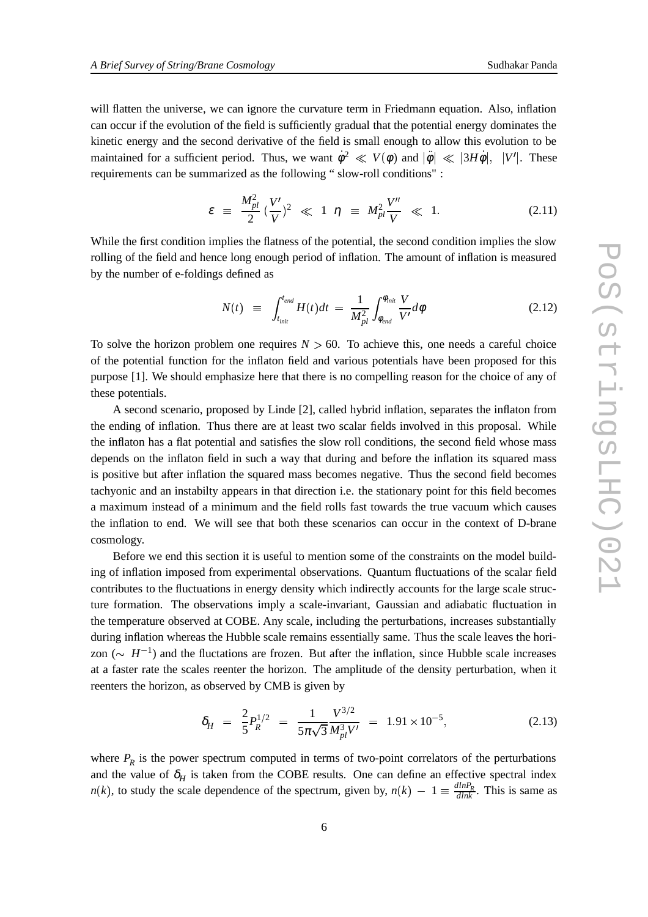will flatten the universe, we can ignore the curvature term in Friedmann equation. Also, inflation can occur if the evolution of the field is sufficiently gradual that the potential energy dominates the kinetic energy and the second derivative of the field is small enough to allow this evolution to be maintained for a sufficient period. Thus, we want $\dot{\phi}^2 \ll V(\phi)$ and $|\ddot{\phi}| \ll |3H\dot{\phi}|, \ |V'|$. These requirements can be summarized as the following " slow-roll conditions" :

$$\varepsilon \ \equiv \ \frac{M_{pl}^2}{2}\,(\frac{V'}{V})^2 \ \ll \ 1 \ \ \eta \ \equiv \ M_{pl}^2\frac{V''}{V} \ \ll \ 1. \tag{2.11}$$

While the first condition implies the flatness of the potential, the second condition implies the slow rolling of the field and hence long enough period of inflation. The amount of inflation is measured by the number of e-foldings defined as

$$N(t) \ \equiv \ \int_{t_{init}}^{t_{end}} H(t)dt \ = \ \frac{1}{M_{pl}^2}\int_{\phi_{end}}^{\phi_{init}} \frac{V}{V'}d\phi \tag{2.12}$$

To solve the horizon problem one requires $N > 60$. To achieve this, one needs a careful choice of the potential function for the inflaton field and various potentials have been proposed for this purpose [1]. We should emphasize here that there is no compelling reason for the choice of any of these potentials.

A second scenario, proposed by Linde [2], called hybrid inflation, separates the inflaton from the ending of inflation. Thus there are at least two scalar fields involved in this proposal. While the inflaton has a flat potential and satisfies the slow roll conditions, the second field whose mass depends on the inflaton field in such a way that during and before the inflation its squared mass is positive but after inflation the squared mass becomes negative. Thus the second field becomes tachyonic and an instabilty appears in that direction i.e. the stationary point for this field becomes a maximum instead of a minimum and the field rolls fast towards the true vacuum which causes the inflation to end. We will see that both these scenarios can occur in the context of D-brane cosmology.

Before we end this section it is useful to mention some of the constraints on the model building of inflation imposed from experimental observations. Quantum fluctuations of the scalar field contributes to the fluctuations in energy density which indirectly accounts for the large scale structure formation. The observations imply a scale-invariant, Gaussian and adiabatic fluctuation in the temperature observed at COBE. Any scale, including the perturbations, increases substantially during inflation whereas the Hubble scale remains essentially same. Thus the scale leaves the horizon ($\sim \ H^{-1}$) and the fluctations are frozen. But after the inflation, since Hubble scale increases at a faster rate the scales reenter the horizon. The amplitude of the density perturbation, when it reenters the horizon, as observed by CMB is given by

$$\delta_H \ = \ \frac{2}{5}P_R^{1/2} \ = \ \frac{1}{5\pi\sqrt{3}}\frac{V^{3/2}}{M_{pl}^3 V'} \ = \ 1.91\times 10^{-5}, \tag{2.13}$$

where $P_R$ is the power spectrum computed in terms of two-point correlators of the perturbations and the value of $\delta_H$ is taken from the COBE results. One can define an effective spectral index $n(k)$, to study the scale dependence of the spectrum, given by, $n(k) \ - \ 1 \equiv \frac{dlnP_R}{dlnk}$. This is same as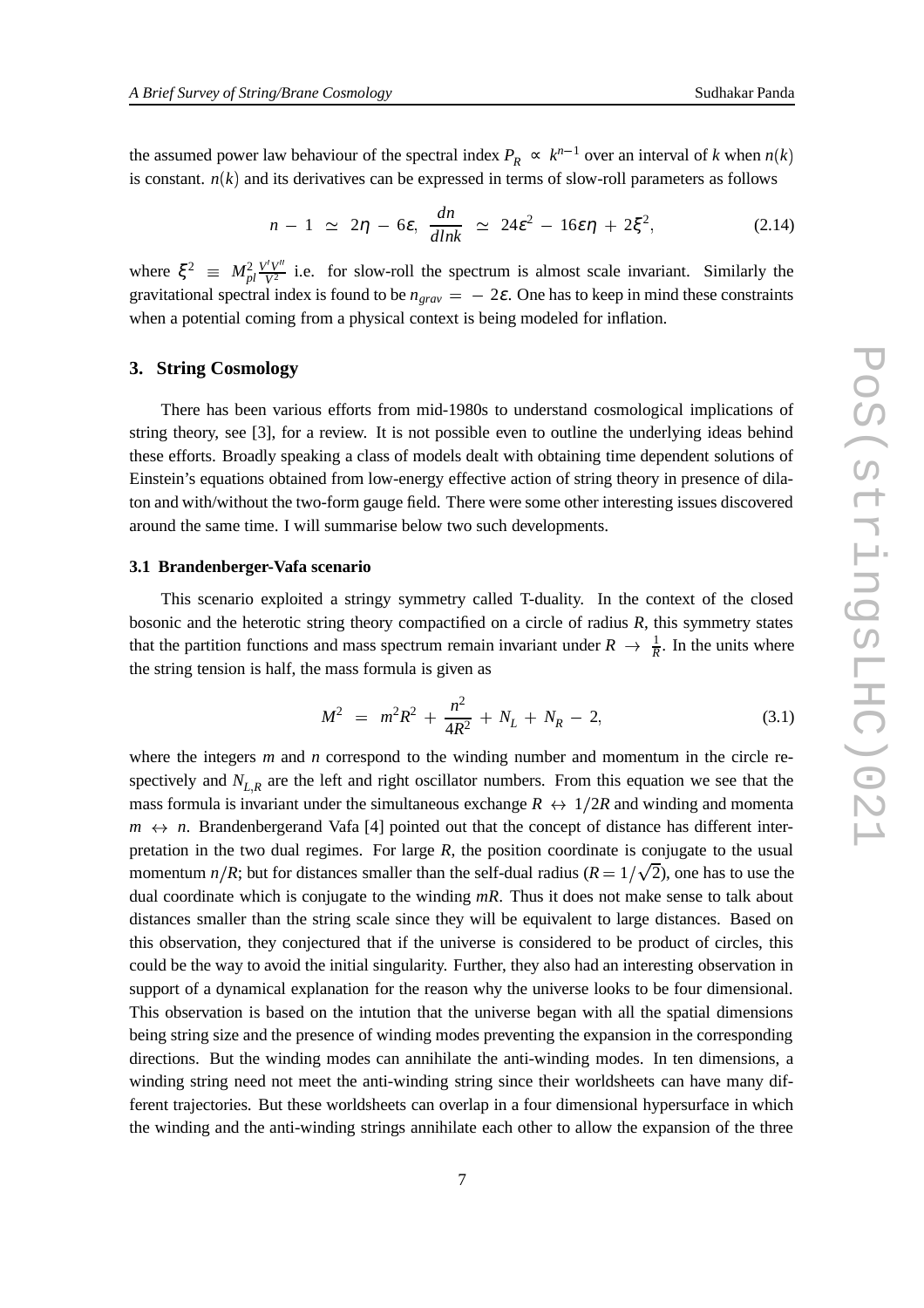the assumed power law behaviour of the spectral index $P_R \propto k^{n-1}$ over an interval of $k$ when $n(k)$ is constant. $n(k)$ and its derivatives can be expressed in terms of slow-roll parameters as follows

$$n - 1 \simeq 2\eta - 6\varepsilon, \ \frac{dn}{dlnk} \simeq 24\varepsilon^2 - 16\varepsilon\eta + 2\xi^2, \tag{2.14}$$

where $\xi^2 \equiv M_{pl}^2 \frac{V'V''}{V^2}$ i.e. for slow-roll the spectrum is almost scale invariant. Similarly the gravitational spectral index is found to be $n_{grav} = -2\varepsilon$. One has to keep in mind these constraints when a potential coming from a physical context is being modeled for inflation.

## 3. String Cosmology

There has been various efforts from mid-1980s to understand cosmological implications of string theory, see [3], for a review. It is not possible even to outline the underlying ideas behind these efforts. Broadly speaking a class of models dealt with obtaining time dependent solutions of Einstein's equations obtained from low-energy effective action of string theory in presence of dilaton and with/without the two-form gauge field. There were some other interesting issues discovered around the same time. I will summarise below two such developments.

### 3.1 Brandenberger-Vafa scenario

This scenario exploited a stringy symmetry called T-duality. In the context of the closed bosonic and the heterotic string theory compactified on a circle of radius $R$, this symmetry states that the partition functions and mass spectrum remain invariant under $R \rightarrow \frac{1}{R}$. In the units where the string tension is half, the mass formula is given as

$$M^2 = m^2R^2 + \frac{n^2}{4R^2} + N_L + N_R - 2, \tag{3.1}$$

where the integers $m$ and $n$ correspond to the winding number and momentum in the circle respectively and $N_{L,R}$ are the left and right oscillator numbers. From this equation we see that the mass formula is invariant under the simultaneous exchange $R \leftrightarrow 1/2R$ and winding and momenta $m \leftrightarrow n$. Brandenbergerand Vafa [4] pointed out that the concept of distance has different interpretation in the two dual regimes. For large $R$, the position coordinate is conjugate to the usual momentum $n/R$; but for distances smaller than the self-dual radius ($R = 1/\sqrt{2}$), one has to use the dual coordinate which is conjugate to the winding $mR$. Thus it does not make sense to talk about distances smaller than the string scale since they will be equivalent to large distances. Based on this observation, they conjectured that if the universe is considered to be product of circles, this could be the way to avoid the initial singularity. Further, they also had an interesting observation in support of a dynamical explanation for the reason why the universe looks to be four dimensional. This observation is based on the intution that the universe began with all the spatial dimensions being string size and the presence of winding modes preventing the expansion in the corresponding directions. But the winding modes can annihilate the anti-winding modes. In ten dimensions, a winding string need not meet the anti-winding string since their worldsheets can have many different trajectories. But these worldsheets can overlap in a four dimensional hypersurface in which the winding and the anti-winding strings annihilate each other to allow the expansion of the three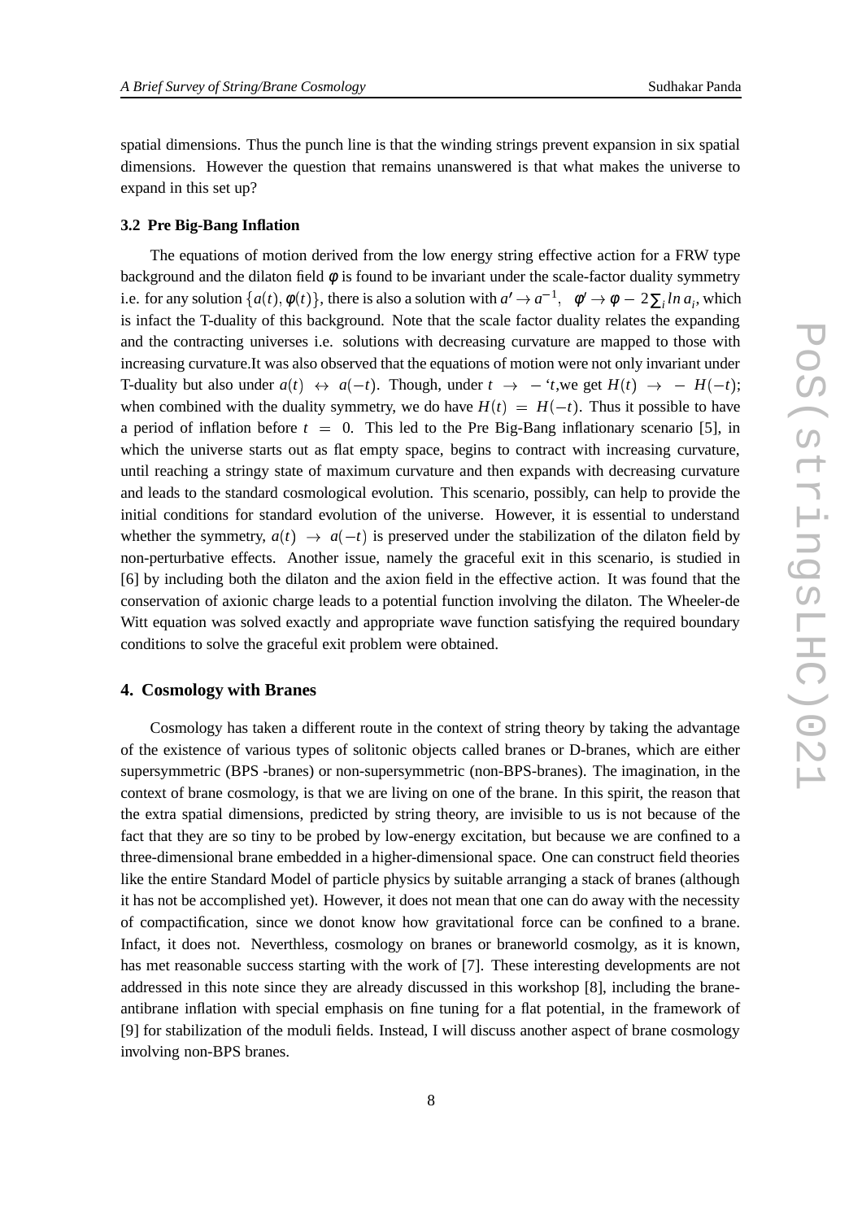spatial dimensions. Thus the punch line is that the winding strings prevent expansion in six spatial dimensions. However the question that remains unanswered is that what makes the universe to expand in this set up?

### 3.2 Pre Big-Bang Inflation

The equations of motion derived from the low energy string effective action for a FRW type background and the dilaton field $\phi$ is found to be invariant under the scale-factor duality symmetry i.e. for any solution $\{a(t), \phi(t)\}$, there is also a solution with $a' \to a^{-1}$, $\phi' \to \phi - 2\sum_i ln\, a_i$, which is infact the T-duality of this background. Note that the scale factor duality relates the expanding and the contracting universes i.e. solutions with decreasing curvature are mapped to those with increasing curvature.It was also observed that the equations of motion were not only invariant under T-duality but also under $a(t) \leftrightarrow a(-t)$. Though, under $t \to -$'$t$,we get $H(t) \to -H(-t)$; when combined with the duality symmetry, we do have $H(t) = H(-t)$. Thus it possible to have a period of inflation before $t = 0$. This led to the Pre Big-Bang inflationary scenario [5], in which the universe starts out as flat empty space, begins to contract with increasing curvature, until reaching a stringy state of maximum curvature and then expands with decreasing curvature and leads to the standard cosmological evolution. This scenario, possibly, can help to provide the initial conditions for standard evolution of the universe. However, it is essential to understand whether the symmetry, $a(t) \to a(-t)$ is preserved under the stabilization of the dilaton field by non-perturbative effects. Another issue, namely the graceful exit in this scenario, is studied in [6] by including both the dilaton and the axion field in the effective action. It was found that the conservation of axionic charge leads to a potential function involving the dilaton. The Wheeler-de Witt equation was solved exactly and appropriate wave function satisfying the required boundary conditions to solve the graceful exit problem were obtained.

## 4. Cosmology with Branes

Cosmology has taken a different route in the context of string theory by taking the advantage of the existence of various types of solitonic objects called branes or D-branes, which are either supersymmetric (BPS -branes) or non-supersymmetric (non-BPS-branes). The imagination, in the context of brane cosmology, is that we are living on one of the brane. In this spirit, the reason that the extra spatial dimensions, predicted by string theory, are invisible to us is not because of the fact that they are so tiny to be probed by low-energy excitation, but because we are confined to a three-dimensional brane embedded in a higher-dimensional space. One can construct field theories like the entire Standard Model of particle physics by suitable arranging a stack of branes (although it has not be accomplished yet). However, it does not mean that one can do away with the necessity of compactification, since we donot know how gravitational force can be confined to a brane. Infact, it does not. Neverthless, cosmology on branes or braneworld cosmolgy, as it is known, has met reasonable success starting with the work of [7]. These interesting developments are not addressed in this note since they are already discussed in this workshop [8], including the brane-antibrane inflation with special emphasis on fine tuning for a flat potential, in the framework of [9] for stabilization of the moduli fields. Instead, I will discuss another aspect of brane cosmology involving non-BPS branes.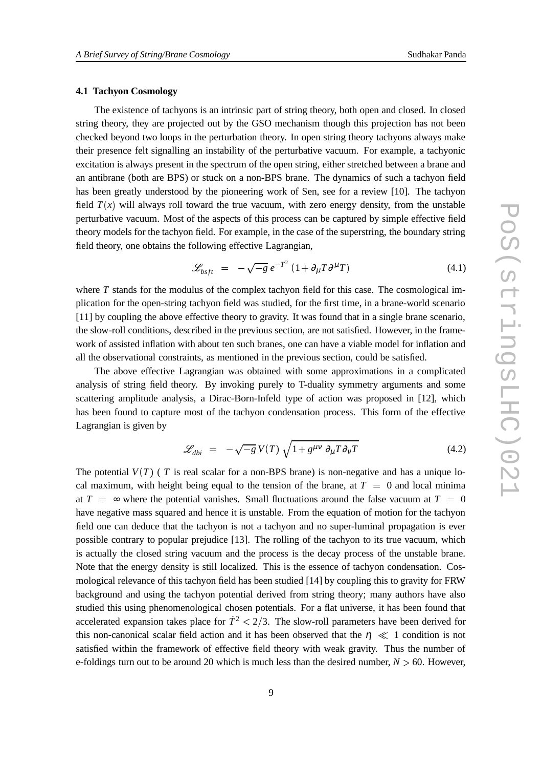### 4.1 Tachyon Cosmology

The existence of tachyons is an intrinsic part of string theory, both open and closed. In closed string theory, they are projected out by the GSO mechanism though this projection has not been checked beyond two loops in the perturbation theory. In open string theory tachyons always make their presence felt signalling an instability of the perturbative vacuum. For example, a tachyonic excitation is always present in the spectrum of the open string, either stretched between a brane and an antibrane (both are BPS) or stuck on a non-BPS brane. The dynamics of such a tachyon field has been greatly understood by the pioneering work of Sen, see for a review [10]. The tachyon field $T(x)$ will always roll toward the true vacuum, with zero energy density, from the unstable perturbative vacuum. Most of the aspects of this process can be captured by simple effective field theory models for the tachyon field. For example, in the case of the superstring, the boundary string field theory, one obtains the following effective Lagrangian,

$$\mathscr{L}_{bsft} \;=\; -\sqrt{-g}\, e^{-T^2}\,(1+\partial_\mu T \partial^\mu T) \tag{4.1}$$

where $T$ stands for the modulus of the complex tachyon field for this case. The cosmological implication for the open-string tachyon field was studied, for the first time, in a brane-world scenario [11] by coupling the above effective theory to gravity. It was found that in a single brane scenario, the slow-roll conditions, described in the previous section, are not satisfied. However, in the framework of assisted inflation with about ten such branes, one can have a viable model for inflation and all the observational constraints, as mentioned in the previous section, could be satisfied.

The above effective Lagrangian was obtained with some approximations in a complicated analysis of string field theory. By invoking purely to T-duality symmetry arguments and some scattering amplitude analysis, a Dirac-Born-Infeld type of action was proposed in [12], which has been found to capture most of the tachyon condensation process. This form of the effective Lagrangian is given by

$$\mathscr{L}_{dbi} \;=\; -\sqrt{-g}\,V(T)\,\sqrt{1+g^{\mu\nu}\,\partial_\mu T \partial_\nu T} \tag{4.2}$$

The potential $V(T)$ ( $T$ is real scalar for a non-BPS brane) is non-negative and has a unique local maximum, with height being equal to the tension of the brane, at $T = 0$ and local minima at $T = \infty$ where the potential vanishes. Small fluctuations around the false vacuum at $T = 0$ have negative mass squared and hence it is unstable. From the equation of motion for the tachyon field one can deduce that the tachyon is not a tachyon and no super-luminal propagation is ever possible contrary to popular prejudice [13]. The rolling of the tachyon to its true vacuum, which is actually the closed string vacuum and the process is the decay process of the unstable brane. Note that the energy density is still localized. This is the essence of tachyon condensation. Cosmological relevance of this tachyon field has been studied [14] by coupling this to gravity for FRW background and using the tachyon potential derived from string theory; many authors have also studied this using phenomenological chosen potentials. For a flat universe, it has been found that accelerated expansion takes place for $\dot{T}^2 < 2/3$. The slow-roll parameters have been derived for this non-canonical scalar field action and it has been observed that the $\eta \ll 1$ condition is not satisfied within the framework of effective field theory with weak gravity. Thus the number of e-foldings turn out to be around 20 which is much less than the desired number, $N > 60$. However,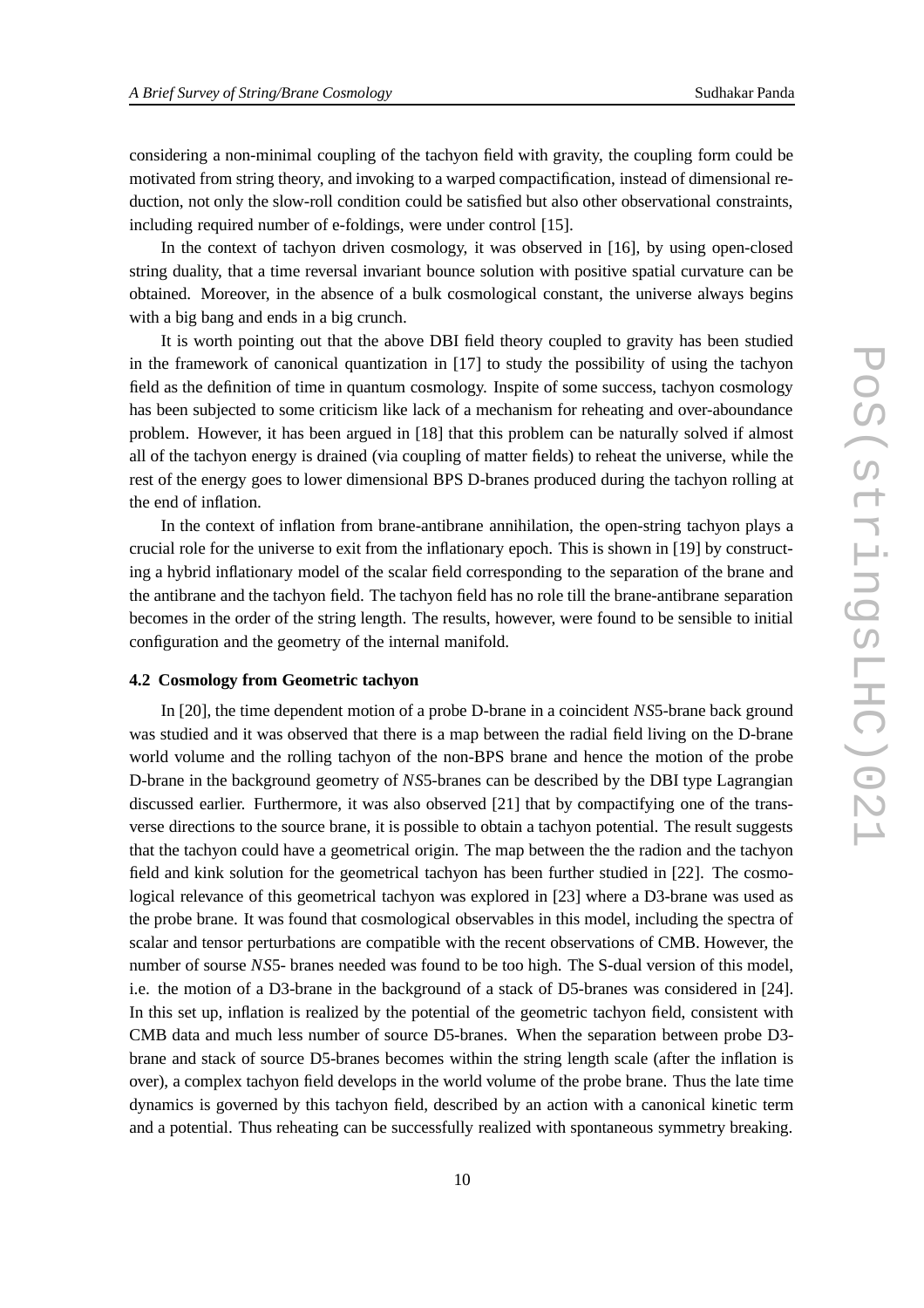considering a non-minimal coupling of the tachyon field with gravity, the coupling form could be motivated from string theory, and invoking to a warped compactification, instead of dimensional reduction, not only the slow-roll condition could be satisfied but also other observational constraints, including required number of e-foldings, were under control [15].

In the context of tachyon driven cosmology, it was observed in [16], by using open-closed string duality, that a time reversal invariant bounce solution with positive spatial curvature can be obtained. Moreover, in the absence of a bulk cosmological constant, the universe always begins with a big bang and ends in a big crunch.

It is worth pointing out that the above DBI field theory coupled to gravity has been studied in the framework of canonical quantization in [17] to study the possibility of using the tachyon field as the definition of time in quantum cosmology. Inspite of some success, tachyon cosmology has been subjected to some criticism like lack of a mechanism for reheating and over-aboundance problem. However, it has been argued in [18] that this problem can be naturally solved if almost all of the tachyon energy is drained (via coupling of matter fields) to reheat the universe, while the rest of the energy goes to lower dimensional BPS D-branes produced during the tachyon rolling at the end of inflation.

In the context of inflation from brane-antibrane annihilation, the open-string tachyon plays a crucial role for the universe to exit from the inflationary epoch. This is shown in [19] by constructing a hybrid inflationary model of the scalar field corresponding to the separation of the brane and the antibrane and the tachyon field. The tachyon field has no role till the brane-antibrane separation becomes in the order of the string length. The results, however, were found to be sensible to initial configuration and the geometry of the internal manifold.

### 4.2 Cosmology from Geometric tachyon

In [20], the time dependent motion of a probe D-brane in a coincident *NS*5-brane back ground was studied and it was observed that there is a map between the radial field living on the D-brane world volume and the rolling tachyon of the non-BPS brane and hence the motion of the probe D-brane in the background geometry of *NS*5-branes can be described by the DBI type Lagrangian discussed earlier. Furthermore, it was also observed [21] that by compactifying one of the transverse directions to the source brane, it is possible to obtain a tachyon potential. The result suggests that the tachyon could have a geometrical origin. The map between the the radion and the tachyon field and kink solution for the geometrical tachyon has been further studied in [22]. The cosmological relevance of this geometrical tachyon was explored in [23] where a D3-brane was used as the probe brane. It was found that cosmological observables in this model, including the spectra of scalar and tensor perturbations are compatible with the recent observations of CMB. However, the number of sourse *NS*5- branes needed was found to be too high. The S-dual version of this model, i.e. the motion of a D3-brane in the background of a stack of D5-branes was considered in [24]. In this set up, inflation is realized by the potential of the geometric tachyon field, consistent with CMB data and much less number of source D5-branes. When the separation between probe D3-brane and stack of source D5-branes becomes within the string length scale (after the inflation is over), a complex tachyon field develops in the world volume of the probe brane. Thus the late time dynamics is governed by this tachyon field, described by an action with a canonical kinetic term and a potential. Thus reheating can be successfully realized with spontaneous symmetry breaking.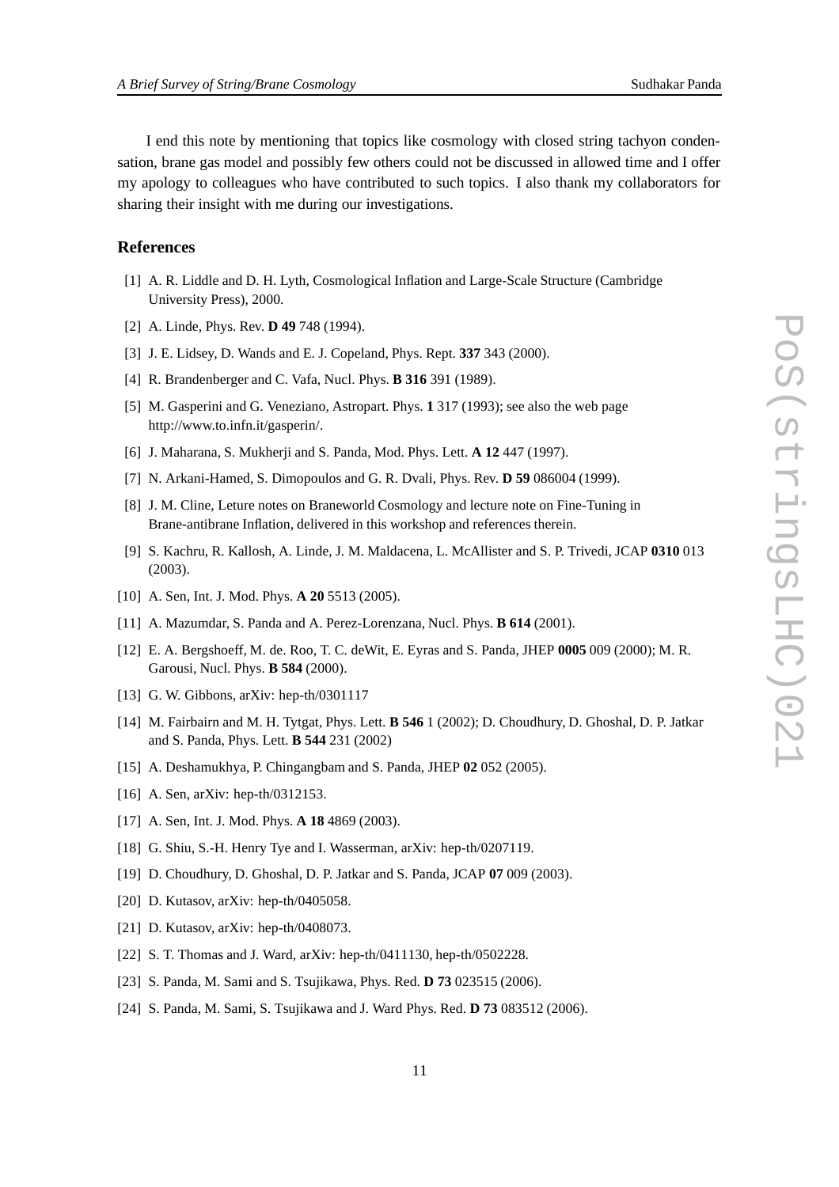I end this note by mentioning that topics like cosmology with closed string tachyon condensation, brane gas model and possibly few others could not be discussed in allowed time and I offer my apology to colleagues who have contributed to such topics. I also thank my collaborators for sharing their insight with me during our investigations.

## References

[1] A. R. Liddle and D. H. Lyth, Cosmological Inflation and Large-Scale Structure (Cambridge University Press), 2000.

[2] A. Linde, Phys. Rev. **D 49** 748 (1994).

[3] J. E. Lidsey, D. Wands and E. J. Copeland, Phys. Rept. **337** 343 (2000).

[4] R. Brandenberger and C. Vafa, Nucl. Phys. **B 316** 391 (1989).

[5] M. Gasperini and G. Veneziano, Astropart. Phys. **1** 317 (1993); see also the web page http://www.to.infn.it/gasperin/.

[6] J. Maharana, S. Mukherji and S. Panda, Mod. Phys. Lett. **A 12** 447 (1997).

[7] N. Arkani-Hamed, S. Dimopoulos and G. R. Dvali, Phys. Rev. **D 59** 086004 (1999).

[8] J. M. Cline, Leture notes on Braneworld Cosmology and lecture note on Fine-Tuning in Brane-antibrane Inflation, delivered in this workshop and references therein.

[9] S. Kachru, R. Kallosh, A. Linde, J. M. Maldacena, L. McAllister and S. P. Trivedi, JCAP **0310** 013 (2003).

[10] A. Sen, Int. J. Mod. Phys. **A 20** 5513 (2005).

[11] A. Mazumdar, S. Panda and A. Perez-Lorenzana, Nucl. Phys. **B 614** (2001).

[12] E. A. Bergshoeff, M. de. Roo, T. C. deWit, E. Eyras and S. Panda, JHEP **0005** 009 (2000); M. R. Garousi, Nucl. Phys. **B 584** (2000).

[13] G. W. Gibbons, arXiv: hep-th/0301117

[14] M. Fairbairn and M. H. Tytgat, Phys. Lett. **B 546** 1 (2002); D. Choudhury, D. Ghoshal, D. P. Jatkar and S. Panda, Phys. Lett. **B 544** 231 (2002)

[15] A. Deshamukhya, P. Chingangbam and S. Panda, JHEP **02** 052 (2005).

[16] A. Sen, arXiv: hep-th/0312153.

[17] A. Sen, Int. J. Mod. Phys. **A 18** 4869 (2003).

[18] G. Shiu, S.-H. Henry Tye and I. Wasserman, arXiv: hep-th/0207119.

[19] D. Choudhury, D. Ghoshal, D. P. Jatkar and S. Panda, JCAP **07** 009 (2003).

[20] D. Kutasov, arXiv: hep-th/0405058.

[21] D. Kutasov, arXiv: hep-th/0408073.

[22] S. T. Thomas and J. Ward, arXiv: hep-th/0411130, hep-th/0502228.

[23] S. Panda, M. Sami and S. Tsujikawa, Phys. Red. **D 73** 023515 (2006).

[24] S. Panda, M. Sami, S. Tsujikawa and J. Ward Phys. Red. **D 73** 083512 (2006).